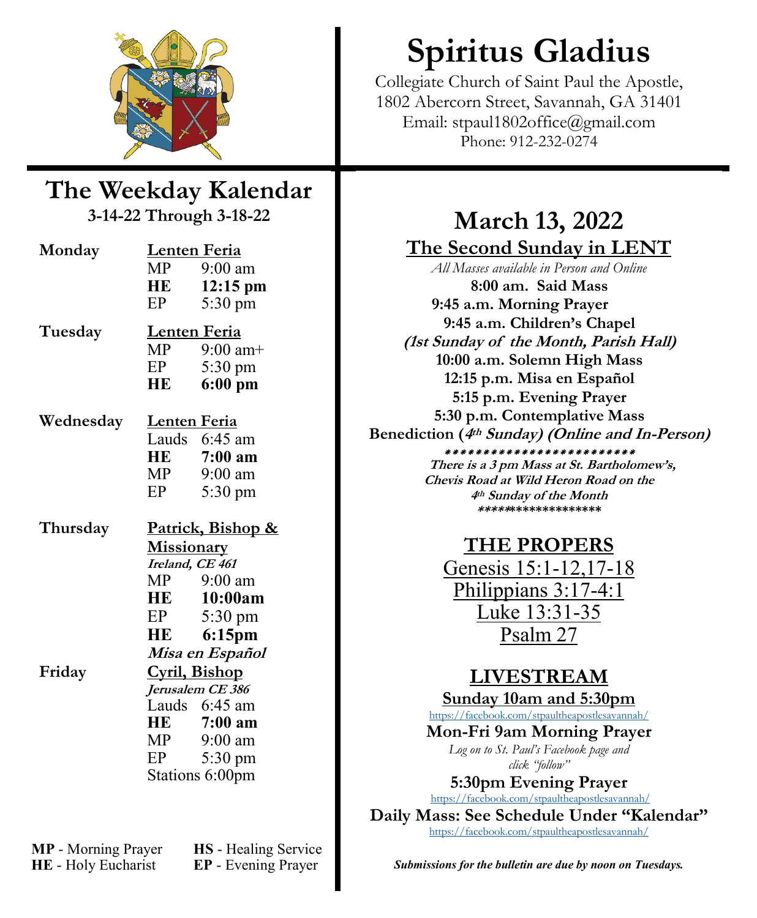# Spiritus Gladius

Collegiate Church of Saint Paul the Apostle,
1802 Abercorn Street, Savannah, GA 31401
Email: stpaul1802office@gmail.com
Phone: 912-232-0274

## The Weekday Kalendar

**3-14-22 Through 3-18-22**

**Monday** — Lenten Feria
- MP 9:00 am
- **HE 12:15 pm**
- EP 5:30 pm

**Tuesday** — Lenten Feria
- MP 9:00 am+
- EP 5:30 pm
- **HE 6:00 pm**

**Wednesday** — Lenten Feria
- Lauds 6:45 am
- **HE 7:00 am**
- MP 9:00 am
- EP 5:30 pm

**Thursday** — Patrick, Bishop & Missionary
*Ireland, CE 461*
- MP 9:00 am
- **HE 10:00am**
- EP 5:30 pm
- **HE 6:15pm**
***Misa en Español***

**Friday** — Cyril, Bishop
*Jerusalem CE 386*
- Lauds 6:45 am
- **HE 7:00 am**
- MP 9:00 am
- EP 5:30 pm
- Stations 6:00pm

**MP** - Morning Prayer
**HE** - Holy Eucharist
**HS** - Healing Service
**EP** - Evening Prayer

## March 13, 2022

### The Second Sunday in LENT

*All Masses available in Person and Online*

**8:00 am. Said Mass**
**9:45 a.m. Morning Prayer**
**9:45 a.m. Children's Chapel**
***(1st Sunday of the Month, Parish Hall)***
**10:00 a.m. Solemn High Mass**
**12:15 p.m. Misa en Español**
**5:15 p.m. Evening Prayer**
**5:30 p.m. Contemplative Mass**
**Benediction (*4th Sunday) (Online and In-Person)***

*************************
***There is a 3 pm Mass at St. Bartholomew's, Chevis Road at Wild Heron Road on the 4th Sunday of the Month***
*****************

### THE PROPERS

Genesis 15:1-12,17-18
Philippians 3:17-4:1
Luke 13:31-35
Psalm 27

### LIVESTREAM

**Sunday 10am and 5:30pm**
https://facebook.com/stpaultheapostlesavannah/

**Mon-Fri 9am Morning Prayer**
*Log on to St. Paul's Facebook page and click "follow"*

**5:30pm Evening Prayer**
https://facebook.com/stpaultheapostlesavannah/

**Daily Mass: See Schedule Under "Kalendar"**
https://facebook.com/stpaultheapostlesavannah/

***Submissions for the bulletin are due by noon on Tuesdays.***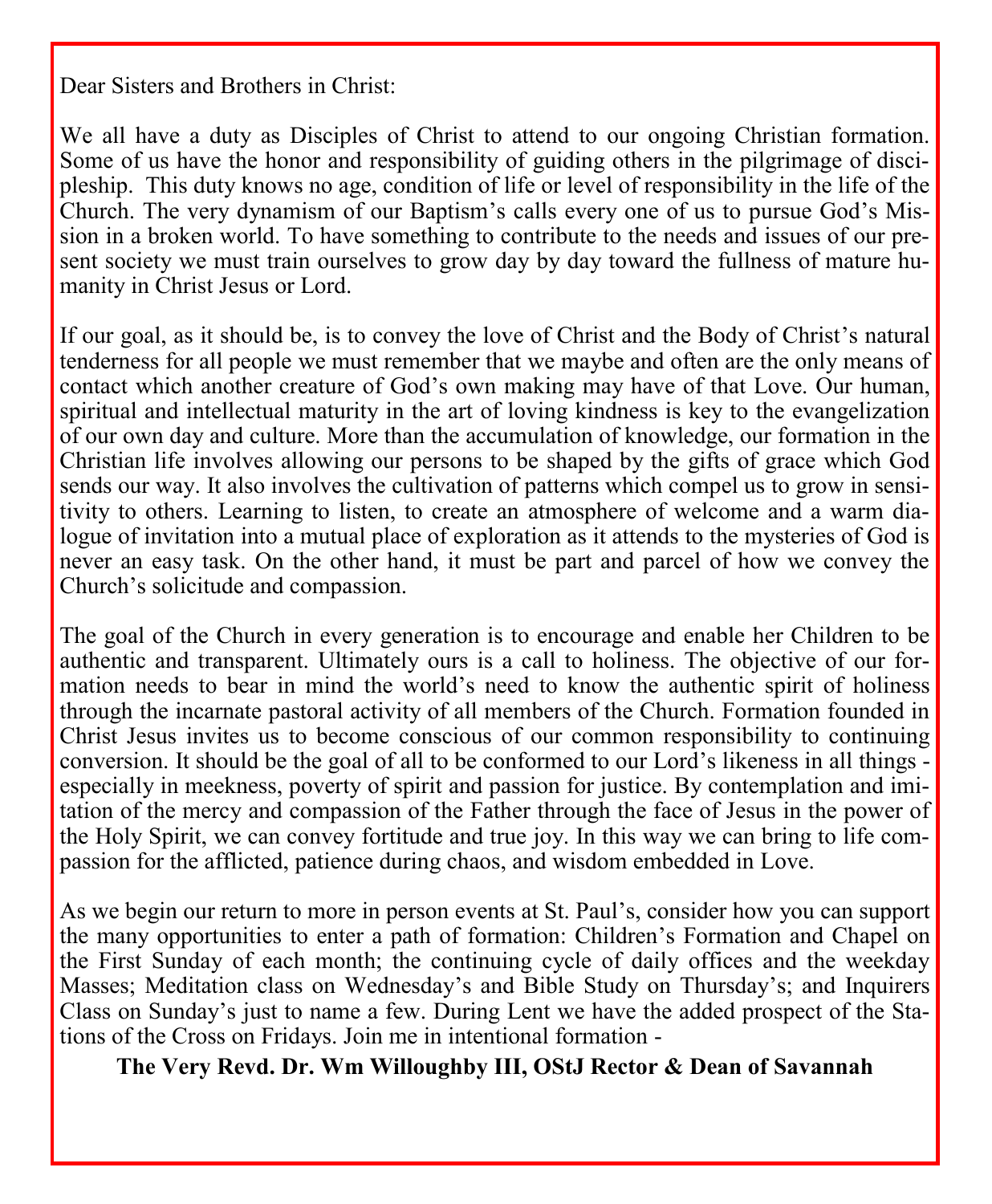Dear Sisters and Brothers in Christ:

We all have a duty as Disciples of Christ to attend to our ongoing Christian formation. Some of us have the honor and responsibility of guiding others in the pilgrimage of discipleship. This duty knows no age, condition of life or level of responsibility in the life of the Church. The very dynamism of our Baptism's calls every one of us to pursue God's Mission in a broken world. To have something to contribute to the needs and issues of our present society we must train ourselves to grow day by day toward the fullness of mature humanity in Christ Jesus or Lord.

If our goal, as it should be, is to convey the love of Christ and the Body of Christ's natural tenderness for all people we must remember that we maybe and often are the only means of contact which another creature of God's own making may have of that Love. Our human, spiritual and intellectual maturity in the art of loving kindness is key to the evangelization of our own day and culture. More than the accumulation of knowledge, our formation in the Christian life involves allowing our persons to be shaped by the gifts of grace which God sends our way. It also involves the cultivation of patterns which compel us to grow in sensitivity to others. Learning to listen, to create an atmosphere of welcome and a warm dialogue of invitation into a mutual place of exploration as it attends to the mysteries of God is never an easy task. On the other hand, it must be part and parcel of how we convey the Church's solicitude and compassion.

The goal of the Church in every generation is to encourage and enable her Children to be authentic and transparent. Ultimately ours is a call to holiness. The objective of our formation needs to bear in mind the world's need to know the authentic spirit of holiness through the incarnate pastoral activity of all members of the Church. Formation founded in Christ Jesus invites us to become conscious of our common responsibility to continuing conversion. It should be the goal of all to be conformed to our Lord's likeness in all things - especially in meekness, poverty of spirit and passion for justice. By contemplation and imitation of the mercy and compassion of the Father through the face of Jesus in the power of the Holy Spirit, we can convey fortitude and true joy. In this way we can bring to life compassion for the afflicted, patience during chaos, and wisdom embedded in Love.

As we begin our return to more in person events at St. Paul's, consider how you can support the many opportunities to enter a path of formation: Children's Formation and Chapel on the First Sunday of each month; the continuing cycle of daily offices and the weekday Masses; Meditation class on Wednesday's and Bible Study on Thursday's; and Inquirers Class on Sunday's just to name a few. During Lent we have the added prospect of the Stations of the Cross on Fridays. Join me in intentional formation -

**The Very Revd. Dr. Wm Willoughby III, OStJ Rector & Dean of Savannah**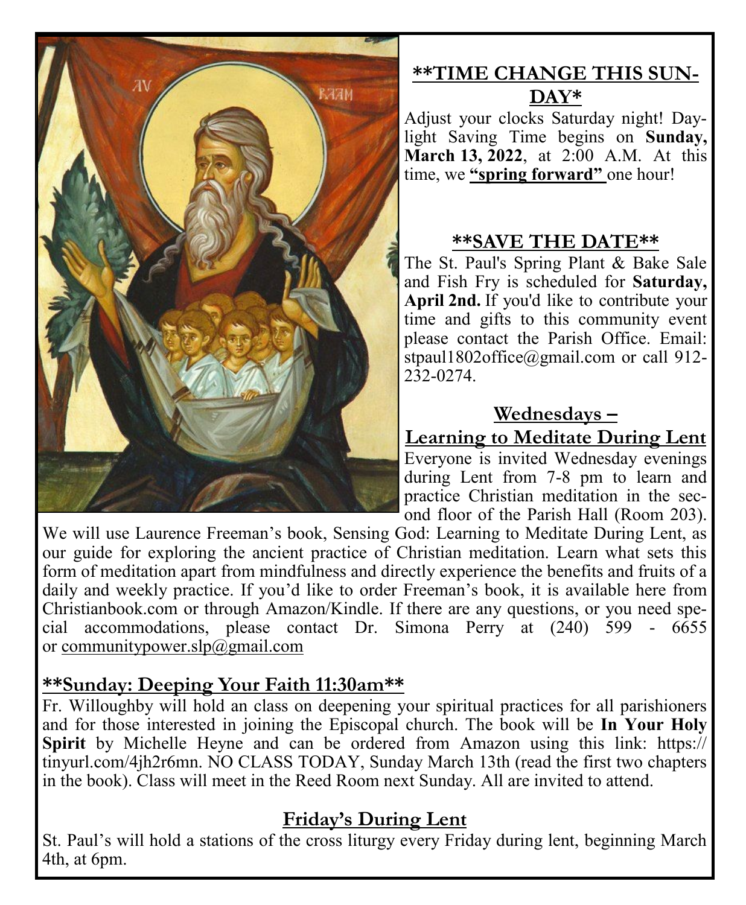## **TIME CHANGE THIS SUNDAY*

Adjust your clocks Saturday night! Daylight Saving Time begins on **Sunday, March 13, 2022**, at 2:00 A.M. At this time, we **"spring forward"** one hour!

## **SAVE THE DATE**

The St. Paul's Spring Plant & Bake Sale and Fish Fry is scheduled for **Saturday, April 2nd.** If you'd like to contribute your time and gifts to this community event please contact the Parish Office. Email: stpaul1802office@gmail.com or call 912-232-0274.

## Wednesdays – Learning to Meditate During Lent

Everyone is invited Wednesday evenings during Lent from 7-8 pm to learn and practice Christian meditation in the second floor of the Parish Hall (Room 203). We will use Laurence Freeman's book, Sensing God: Learning to Meditate During Lent, as our guide for exploring the ancient practice of Christian meditation. Learn what sets this form of meditation apart from mindfulness and directly experience the benefits and fruits of a daily and weekly practice. If you'd like to order Freeman's book, it is available here from Christianbook.com or through Amazon/Kindle. If there are any questions, or you need special accommodations, please contact Dr. Simona Perry at (240) 599 - 6655 or communitypower.slp@gmail.com

## **Sunday: Deeping Your Faith 11:30am**

Fr. Willoughby will hold an class on deepening your spiritual practices for all parishioners and for those interested in joining the Episcopal church. The book will be **In Your Holy Spirit** by Michelle Heyne and can be ordered from Amazon using this link: https://tinyurl.com/4jh2r6mn. NO CLASS TODAY, Sunday March 13th (read the first two chapters in the book). Class will meet in the Reed Room next Sunday. All are invited to attend.

## Friday's During Lent

St. Paul's will hold a stations of the cross liturgy every Friday during lent, beginning March 4th, at 6pm.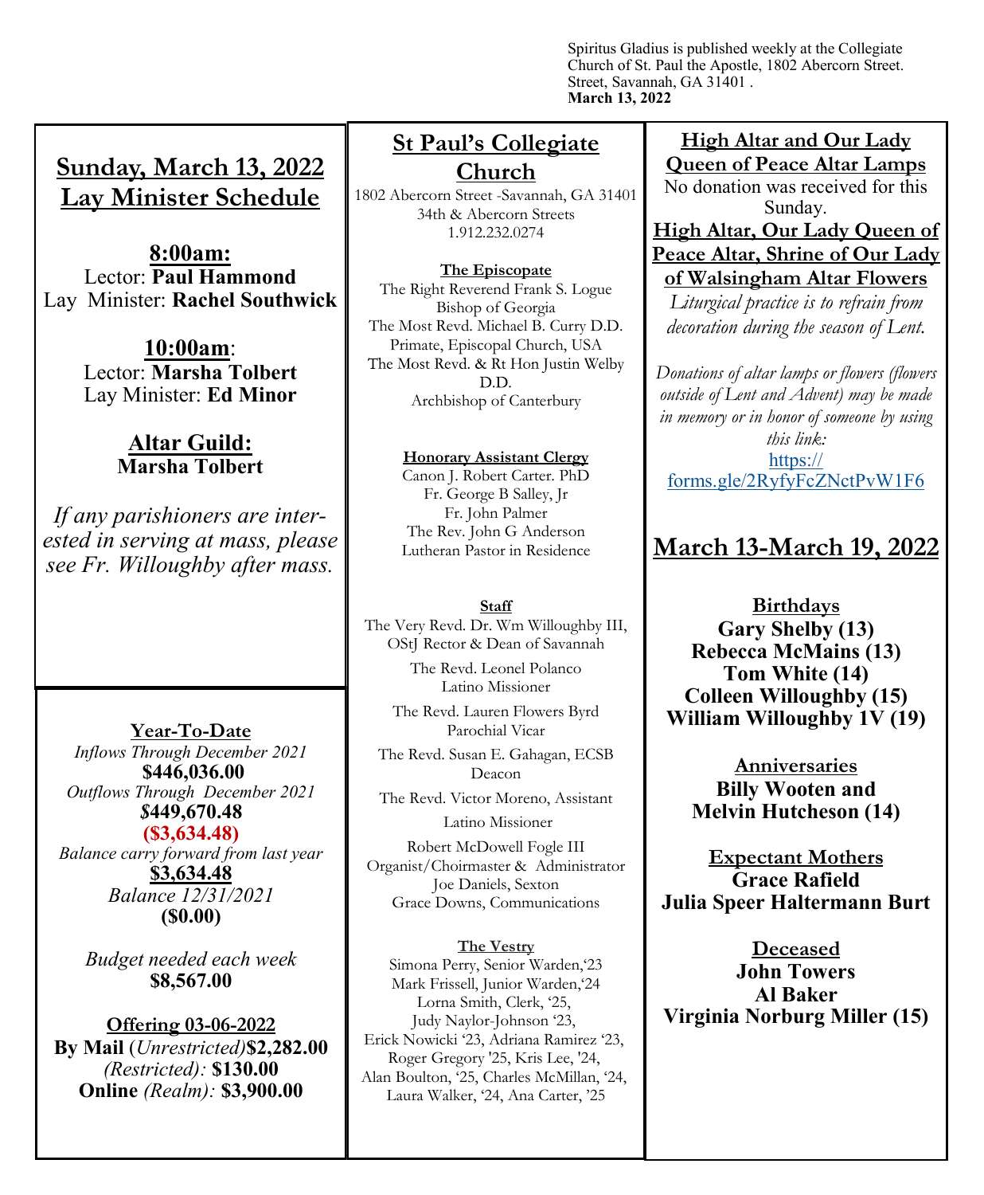Spiritus Gladius is published weekly at the Collegiate Church of St. Paul the Apostle, 1802 Abercorn Street. Street, Savannah, GA 31401 .
**March 13, 2022**

## Sunday, March 13, 2022 Lay Minister Schedule

**8:00am:**
Lector: **Paul Hammond**
Lay Minister: **Rachel Southwick**

**10:00am**:
Lector: **Marsha Tolbert**
Lay Minister: **Ed Minor**

**Altar Guild:**
**Marsha Tolbert**

*If any parishioners are interested in serving at mass, please see Fr. Willoughby after mass.*

**Year-To-Date**
*Inflows Through December 2021*
**$446,036.00**
*Outflows Through December 2021*
**$449,670.48**
**($3,634.48)**
*Balance carry forward from last year*
**$3,634.48**
*Balance 12/31/2021*
**($0.00)**

*Budget needed each week*
**$8,567.00**

**Offering 03-06-2022**
**By Mail** (*Unrestricted)***$2,282.00**
*(Restricted):* **$130.00**
**Online** *(Realm):* **$3,900.00**

## St Paul's Collegiate Church

1802 Abercorn Street -Savannah, GA 31401
34th & Abercorn Streets
1.912.232.0274

**The Episcopate**
The Right Reverend Frank S. Logue
Bishop of Georgia
The Most Revd. Michael B. Curry D.D.
Primate, Episcopal Church, USA
The Most Revd. & Rt Hon Justin Welby D.D.
Archbishop of Canterbury

**Honorary Assistant Clergy**
Canon J. Robert Carter. PhD
Fr. George B Salley, Jr
Fr. John Palmer
The Rev. John G Anderson
Lutheran Pastor in Residence

**Staff**
The Very Revd. Dr. Wm Willoughby III, OStJ Rector & Dean of Savannah
The Revd. Leonel Polanco
Latino Missioner
The Revd. Lauren Flowers Byrd
Parochial Vicar
The Revd. Susan E. Gahagan, ECSB
Deacon
The Revd. Victor Moreno, Assistant
Latino Missioner
Robert McDowell Fogle III
Organist/Choirmaster & Administrator
Joe Daniels, Sexton
Grace Downs, Communications

**The Vestry**
Simona Perry, Senior Warden,'23
Mark Frissell, Junior Warden,'24
Lorna Smith, Clerk, '25,
Judy Naylor-Johnson '23,
Erick Nowicki '23, Adriana Ramirez '23,
Roger Gregory '25, Kris Lee, '24,
Alan Boulton, '25, Charles McMillan, '24,
Laura Walker, '24, Ana Carter, '25

**High Altar and Our Lady Queen of Peace Altar Lamps**
No donation was received for this Sunday.

**High Altar, Our Lady Queen of Peace Altar, Shrine of Our Lady of Walsingham Altar Flowers**
*Liturgical practice is to refrain from decoration during the season of Lent.*

*Donations of altar lamps or flowers (flowers outside of Lent and Advent) may be made in memory or in honor of someone by using this link:*
https://forms.gle/2RyfyFcZNctPvW1F6

## March 13-March 19, 2022

**Birthdays**
**Gary Shelby (13)**
**Rebecca McMains (13)**
**Tom White (14)**
**Colleen Willoughby (15)**
**William Willoughby 1V (19)**

**Anniversaries**
**Billy Wooten and Melvin Hutcheson (14)**

**Expectant Mothers**
**Grace Rafield**
**Julia Speer Haltermann Burt**

**Deceased**
**John Towers**
**Al Baker**
**Virginia Norburg Miller (15)**